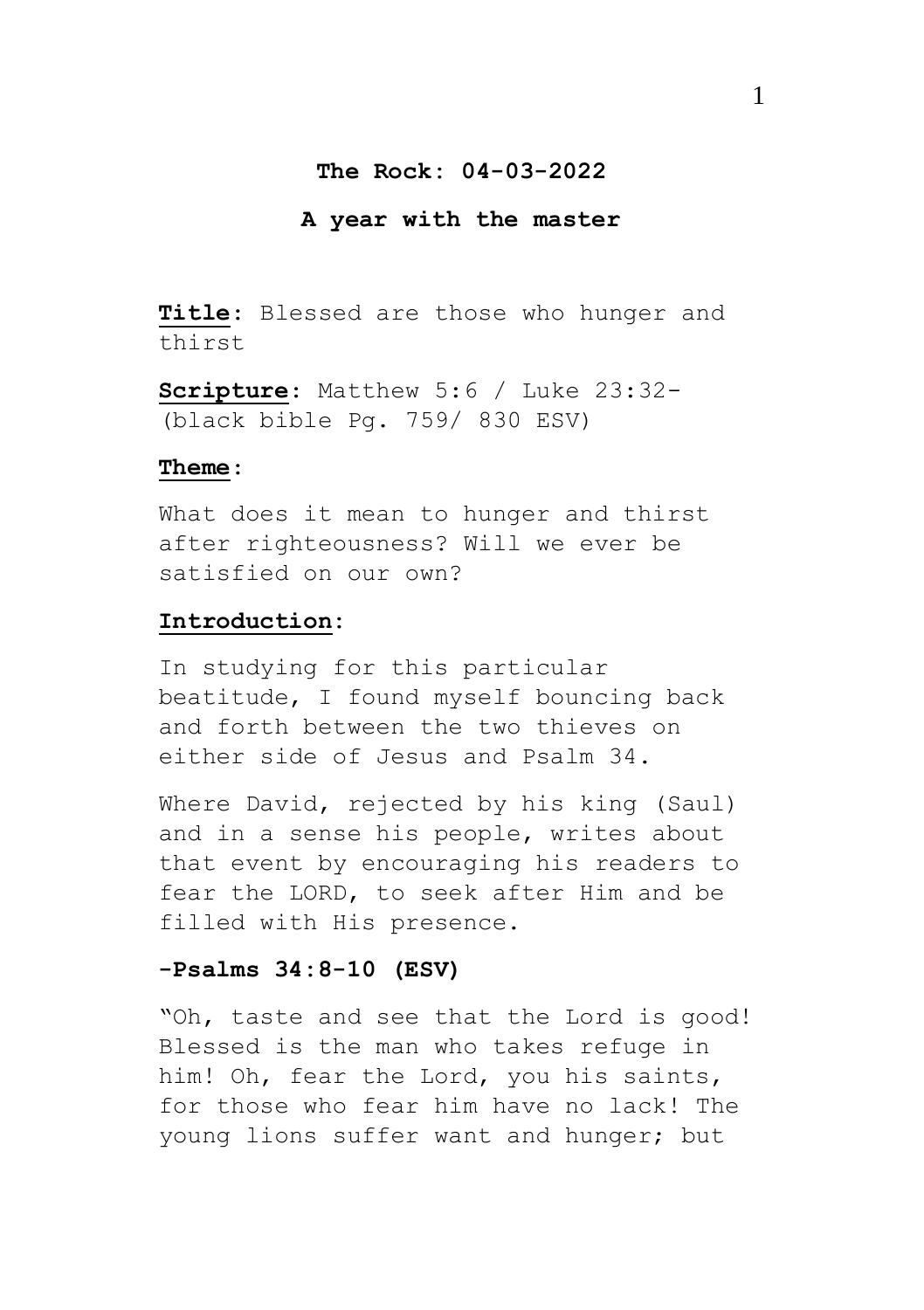**The Rock: 04-03-2022**

**A year with the master**

**Title**: Blessed are those who hunger and thirst

**Scripture**: Matthew 5:6 / Luke 23:32- (black bible Pg. 759/ 830 ESV)

**Theme**:

What does it mean to hunger and thirst after righteousness? Will we ever be satisfied on our own?

**Introduction**:

In studying for this particular beatitude, I found myself bouncing back and forth between the two thieves on either side of Jesus and Psalm 34.

Where David, rejected by his king (Saul) and in a sense his people, writes about that event by encouraging his readers to fear the LORD, to seek after Him and be filled with His presence.

**-Psalms 34:8-10 (ESV)**

"Oh, taste and see that the Lord is good! Blessed is the man who takes refuge in him! Oh, fear the Lord, you his saints, for those who fear him have no lack! The young lions suffer want and hunger; but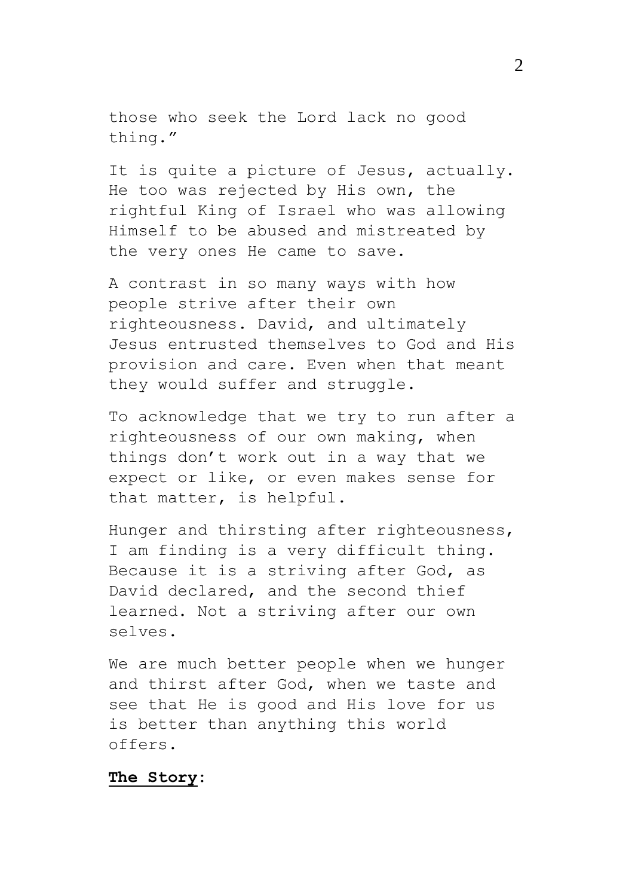those who seek the Lord lack no good thing."

It is quite a picture of Jesus, actually. He too was rejected by His own, the rightful King of Israel who was allowing Himself to be abused and mistreated by the very ones He came to save.

A contrast in so many ways with how people strive after their own righteousness. David, and ultimately Jesus entrusted themselves to God and His provision and care. Even when that meant they would suffer and struggle.

To acknowledge that we try to run after a righteousness of our own making, when things don't work out in a way that we expect or like, or even makes sense for that matter, is helpful.

Hunger and thirsting after righteousness, I am finding is a very difficult thing. Because it is a striving after God, as David declared, and the second thief learned. Not a striving after our own selves.

We are much better people when we hunger and thirst after God, when we taste and see that He is good and His love for us is better than anything this world offers.

**The Story**: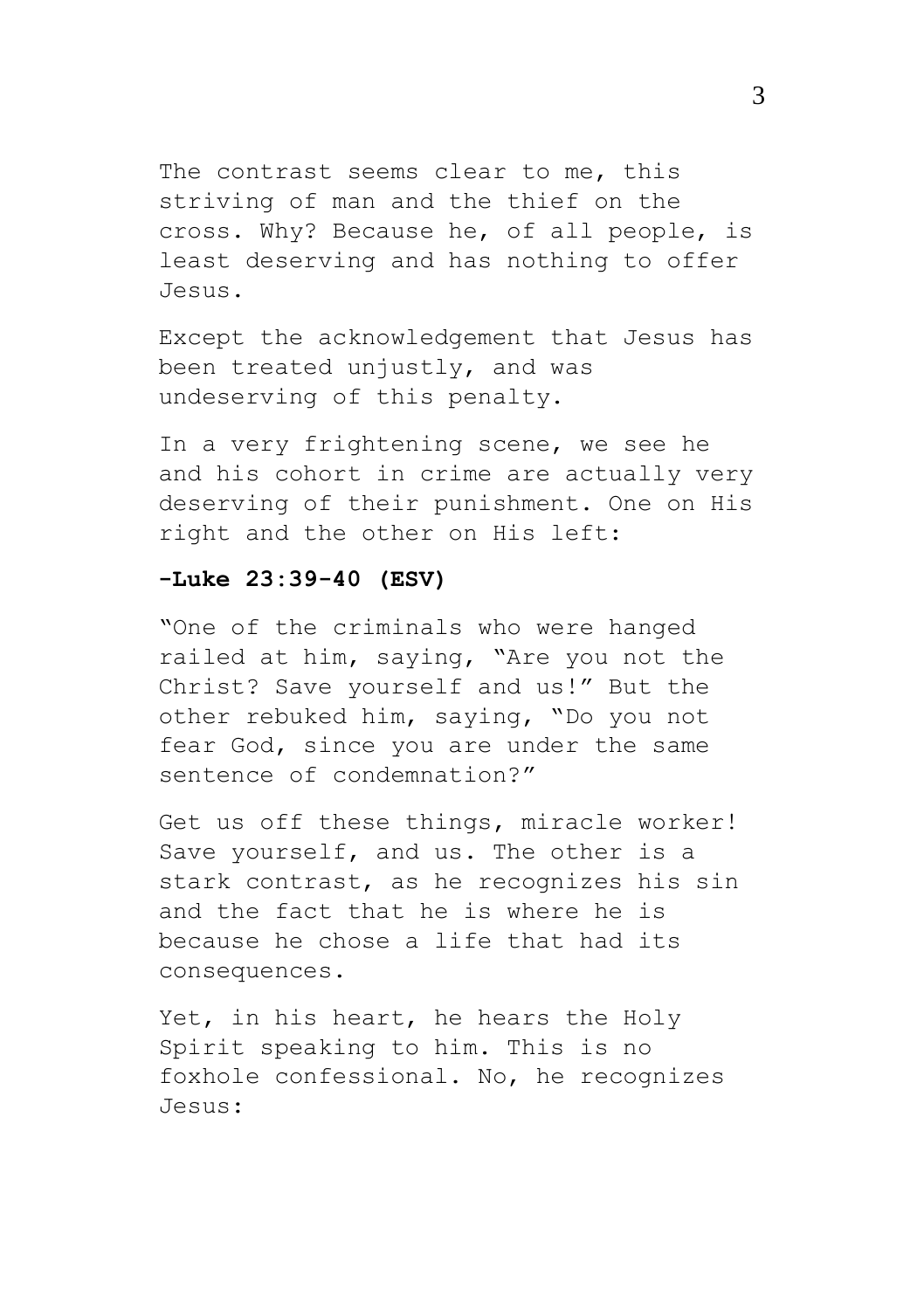The contrast seems clear to me, this striving of man and the thief on the cross. Why? Because he, of all people, is least deserving and has nothing to offer Jesus.

Except the acknowledgement that Jesus has been treated unjustly, and was undeserving of this penalty.

In a very frightening scene, we see he and his cohort in crime are actually very deserving of their punishment. One on His right and the other on His left:

**-Luke 23:39-40 (ESV)**

"One of the criminals who were hanged railed at him, saying, "Are you not the Christ? Save yourself and us!" But the other rebuked him, saying, "Do you not fear God, since you are under the same sentence of condemnation?"

Get us off these things, miracle worker! Save yourself, and us. The other is a stark contrast, as he recognizes his sin and the fact that he is where he is because he chose a life that had its consequences.

Yet, in his heart, he hears the Holy Spirit speaking to him. This is no foxhole confessional. No, he recognizes Jesus: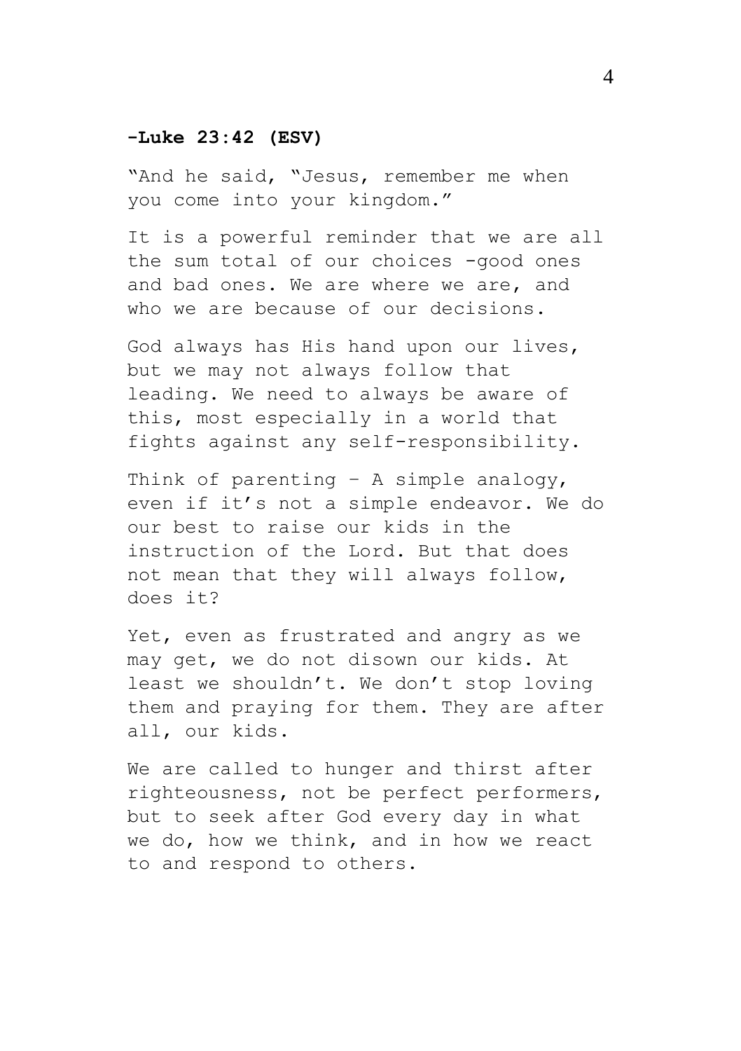**-Luke 23:42 (ESV)**

"And he said, "Jesus, remember me when you come into your kingdom."

It is a powerful reminder that we are all the sum total of our choices -good ones and bad ones. We are where we are, and who we are because of our decisions.

God always has His hand upon our lives, but we may not always follow that leading. We need to always be aware of this, most especially in a world that fights against any self-responsibility.

Think of parenting – A simple analogy, even if it's not a simple endeavor. We do our best to raise our kids in the instruction of the Lord. But that does not mean that they will always follow, does it?

Yet, even as frustrated and angry as we may get, we do not disown our kids. At least we shouldn't. We don't stop loving them and praying for them. They are after all, our kids.

We are called to hunger and thirst after righteousness, not be perfect performers, but to seek after God every day in what we do, how we think, and in how we react to and respond to others.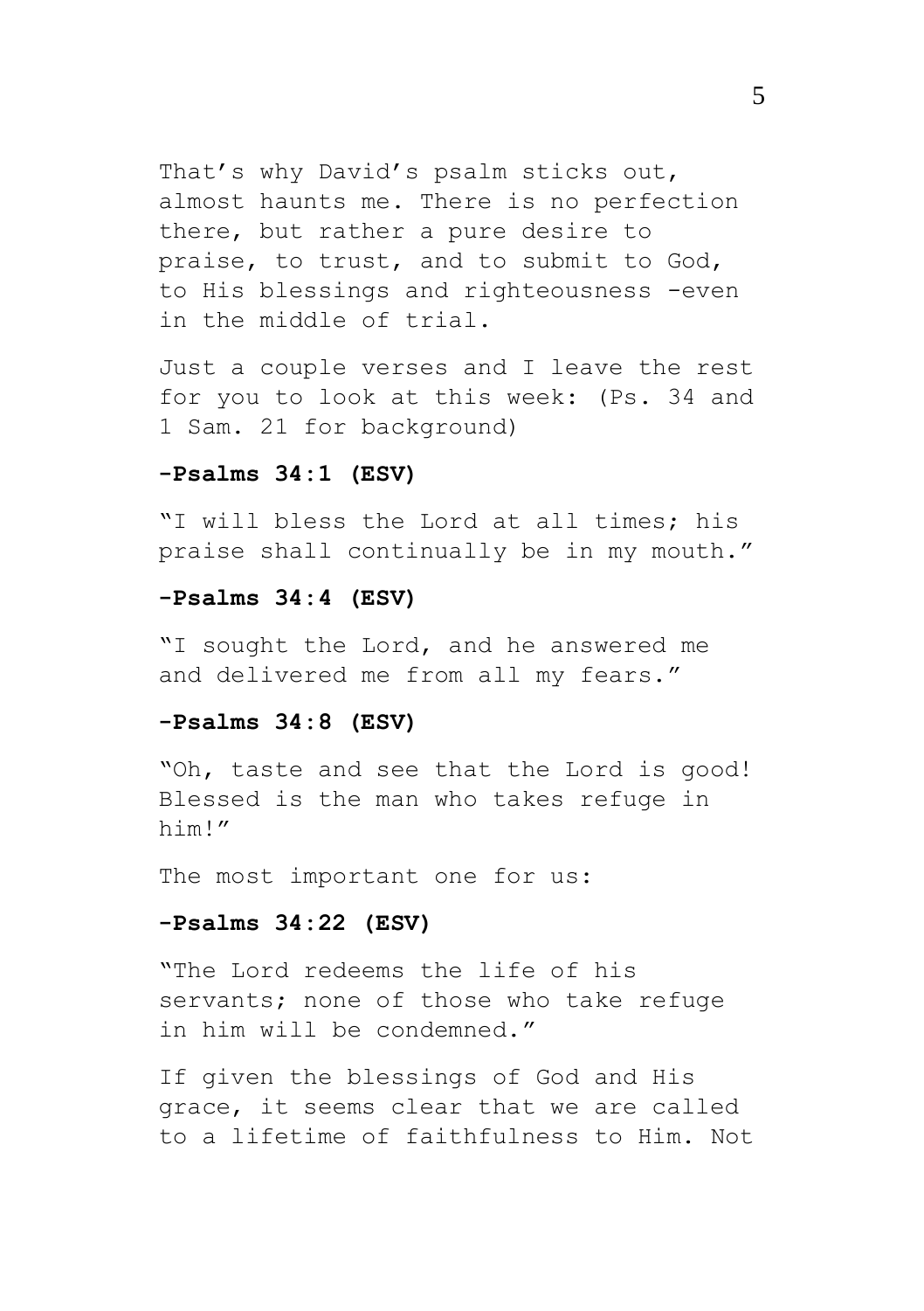That's why David's psalm sticks out, almost haunts me. There is no perfection there, but rather a pure desire to praise, to trust, and to submit to God, to His blessings and righteousness -even in the middle of trial.

Just a couple verses and I leave the rest for you to look at this week: (Ps. 34 and 1 Sam. 21 for background)

**-Psalms 34:1 (ESV)**

"I will bless the Lord at all times; his praise shall continually be in my mouth."

**-Psalms 34:4 (ESV)**

"I sought the Lord, and he answered me and delivered me from all my fears."

**-Psalms 34:8 (ESV)**

"Oh, taste and see that the Lord is good! Blessed is the man who takes refuge in him!"

The most important one for us:

**-Psalms 34:22 (ESV)**

"The Lord redeems the life of his servants; none of those who take refuge in him will be condemned."

If given the blessings of God and His grace, it seems clear that we are called to a lifetime of faithfulness to Him. Not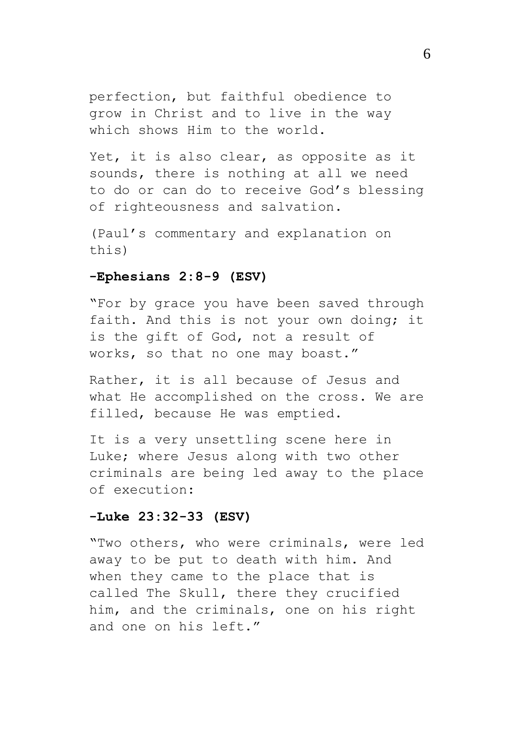perfection, but faithful obedience to grow in Christ and to live in the way which shows Him to the world.

Yet, it is also clear, as opposite as it sounds, there is nothing at all we need to do or can do to receive God's blessing of righteousness and salvation.

(Paul's commentary and explanation on this)

**-Ephesians 2:8-9 (ESV)**

"For by grace you have been saved through faith. And this is not your own doing; it is the gift of God, not a result of works, so that no one may boast."

Rather, it is all because of Jesus and what He accomplished on the cross. We are filled, because He was emptied.

It is a very unsettling scene here in Luke; where Jesus along with two other criminals are being led away to the place of execution:

**-Luke 23:32-33 (ESV)**

"Two others, who were criminals, were led away to be put to death with him. And when they came to the place that is called The Skull, there they crucified him, and the criminals, one on his right and one on his left."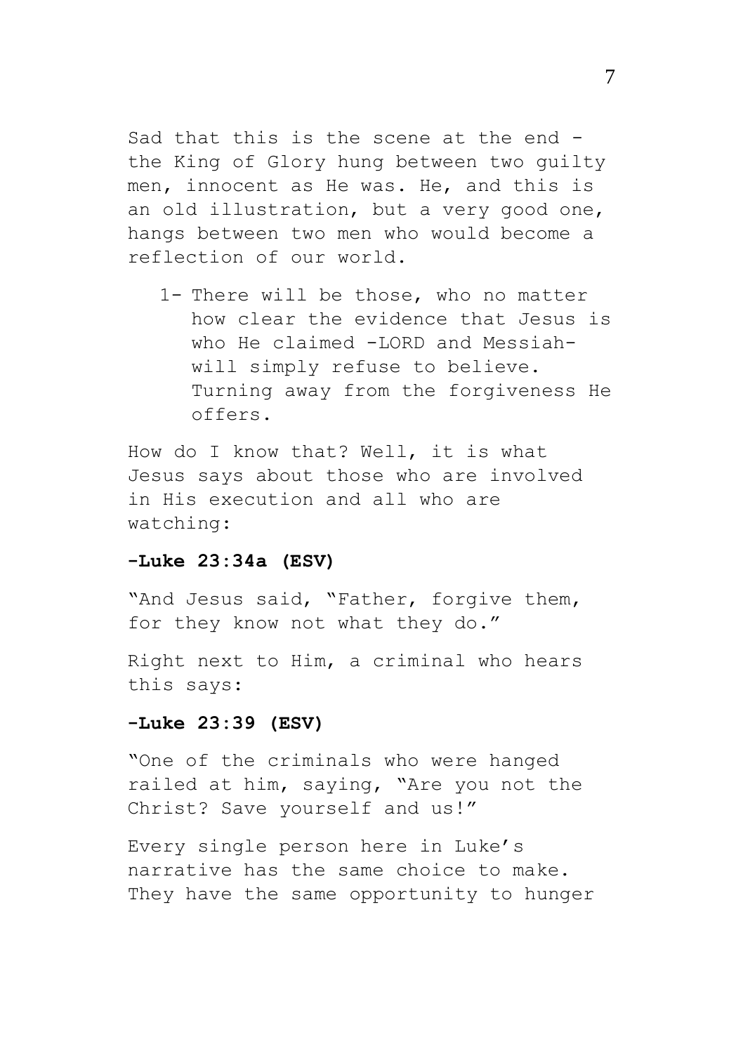Sad that this is the scene at the end - the King of Glory hung between two guilty men, innocent as He was. He, and this is an old illustration, but a very good one, hangs between two men who would become a reflection of our world.

1- There will be those, who no matter how clear the evidence that Jesus is who He claimed -LORD and Messiah- will simply refuse to believe. Turning away from the forgiveness He offers.

How do I know that? Well, it is what Jesus says about those who are involved in His execution and all who are watching:

**-Luke 23:34a (ESV)**

"And Jesus said, "Father, forgive them, for they know not what they do."

Right next to Him, a criminal who hears this says:

**-Luke 23:39 (ESV)**

"One of the criminals who were hanged railed at him, saying, "Are you not the Christ? Save yourself and us!"

Every single person here in Luke's narrative has the same choice to make. They have the same opportunity to hunger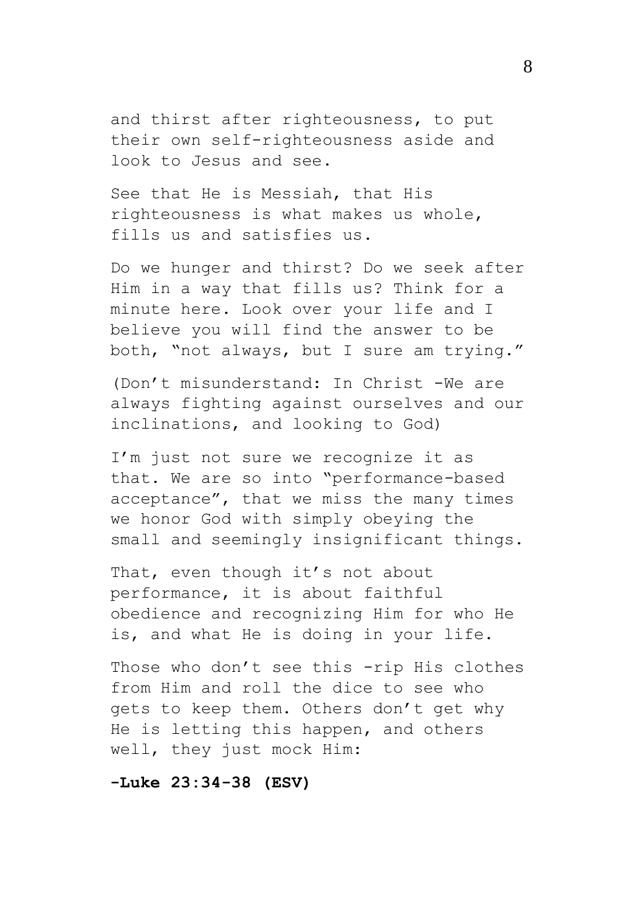and thirst after righteousness, to put their own self-righteousness aside and look to Jesus and see.

See that He is Messiah, that His righteousness is what makes us whole, fills us and satisfies us.

Do we hunger and thirst? Do we seek after Him in a way that fills us? Think for a minute here. Look over your life and I believe you will find the answer to be both, "not always, but I sure am trying."

(Don't misunderstand: In Christ -We are always fighting against ourselves and our inclinations, and looking to God)

I'm just not sure we recognize it as that. We are so into "performance-based acceptance", that we miss the many times we honor God with simply obeying the small and seemingly insignificant things.

That, even though it's not about performance, it is about faithful obedience and recognizing Him for who He is, and what He is doing in your life.

Those who don't see this -rip His clothes from Him and roll the dice to see who gets to keep them. Others don't get why He is letting this happen, and others well, they just mock Him:

**-Luke 23:34-38 (ESV)**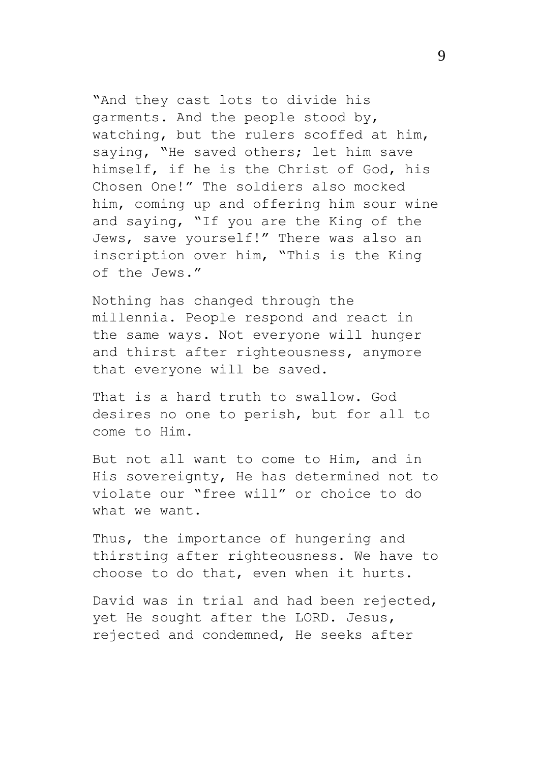"And they cast lots to divide his garments. And the people stood by, watching, but the rulers scoffed at him, saying, "He saved others; let him save himself, if he is the Christ of God, his Chosen One!" The soldiers also mocked him, coming up and offering him sour wine and saying, "If you are the King of the Jews, save yourself!" There was also an inscription over him, "This is the King of the Jews."

Nothing has changed through the millennia. People respond and react in the same ways. Not everyone will hunger and thirst after righteousness, anymore that everyone will be saved.

That is a hard truth to swallow. God desires no one to perish, but for all to come to Him.

But not all want to come to Him, and in His sovereignty, He has determined not to violate our "free will" or choice to do what we want.

Thus, the importance of hungering and thirsting after righteousness. We have to choose to do that, even when it hurts.

David was in trial and had been rejected, yet He sought after the LORD. Jesus, rejected and condemned, He seeks after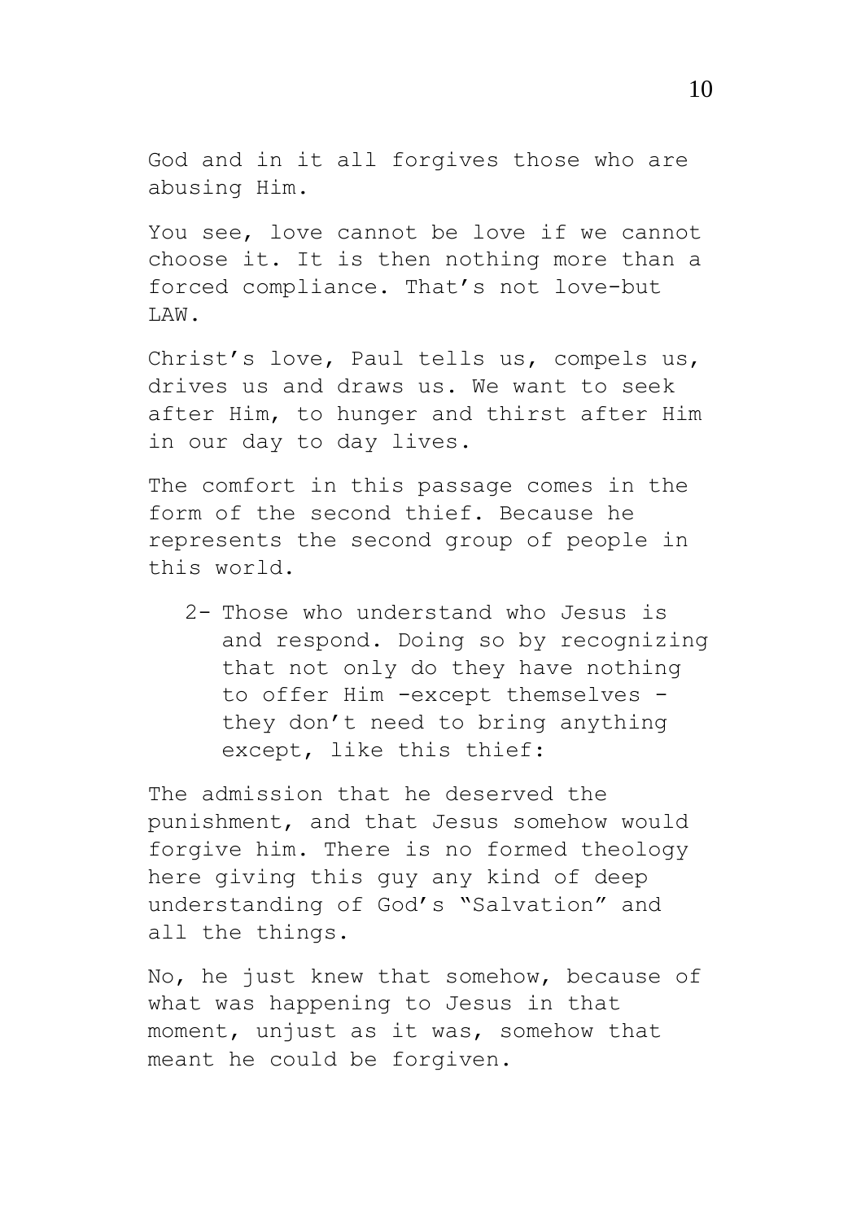God and in it all forgives those who are abusing Him.

You see, love cannot be love if we cannot choose it. It is then nothing more than a forced compliance. That's not love-but LAW.

Christ's love, Paul tells us, compels us, drives us and draws us. We want to seek after Him, to hunger and thirst after Him in our day to day lives.

The comfort in this passage comes in the form of the second thief. Because he represents the second group of people in this world.

2- Those who understand who Jesus is and respond. Doing so by recognizing that not only do they have nothing to offer Him -except themselves - they don't need to bring anything except, like this thief:

The admission that he deserved the punishment, and that Jesus somehow would forgive him. There is no formed theology here giving this guy any kind of deep understanding of God's "Salvation" and all the things.

No, he just knew that somehow, because of what was happening to Jesus in that moment, unjust as it was, somehow that meant he could be forgiven.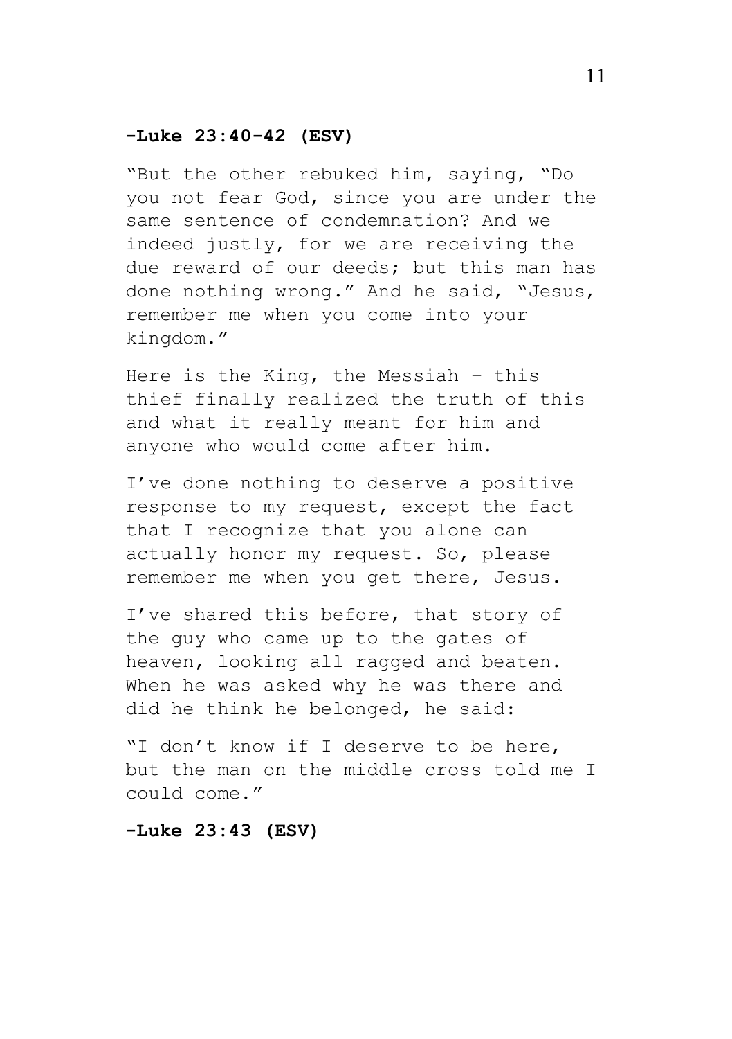**-Luke 23:40-42 (ESV)**

"But the other rebuked him, saying, "Do you not fear God, since you are under the same sentence of condemnation? And we indeed justly, for we are receiving the due reward of our deeds; but this man has done nothing wrong." And he said, "Jesus, remember me when you come into your kingdom."

Here is the King, the Messiah – this thief finally realized the truth of this and what it really meant for him and anyone who would come after him.

I've done nothing to deserve a positive response to my request, except the fact that I recognize that you alone can actually honor my request. So, please remember me when you get there, Jesus.

I've shared this before, that story of the guy who came up to the gates of heaven, looking all ragged and beaten. When he was asked why he was there and did he think he belonged, he said:

"I don't know if I deserve to be here, but the man on the middle cross told me I could come."

**-Luke 23:43 (ESV)**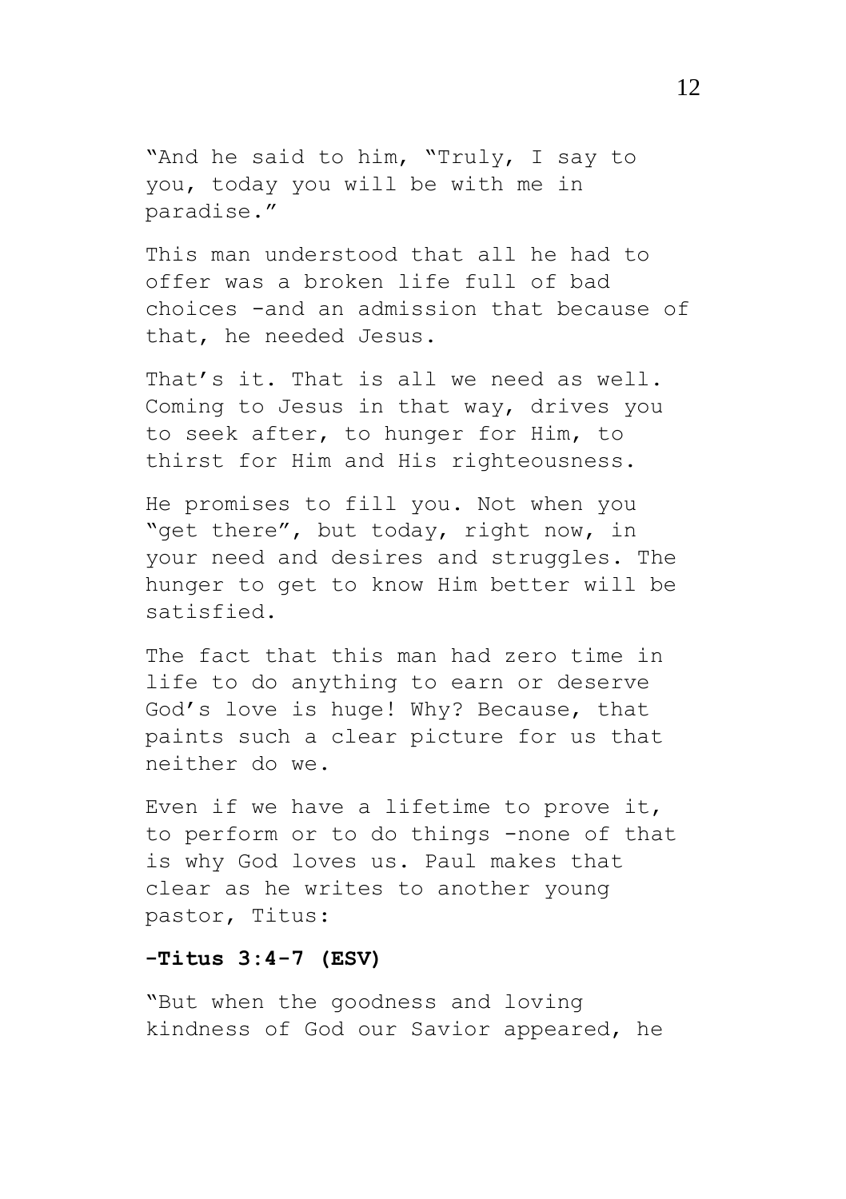"And he said to him, "Truly, I say to you, today you will be with me in paradise."

This man understood that all he had to offer was a broken life full of bad choices -and an admission that because of that, he needed Jesus.

That's it. That is all we need as well. Coming to Jesus in that way, drives you to seek after, to hunger for Him, to thirst for Him and His righteousness.

He promises to fill you. Not when you "get there", but today, right now, in your need and desires and struggles. The hunger to get to know Him better will be satisfied.

The fact that this man had zero time in life to do anything to earn or deserve God's love is huge! Why? Because, that paints such a clear picture for us that neither do we.

Even if we have a lifetime to prove it, to perform or to do things -none of that is why God loves us. Paul makes that clear as he writes to another young pastor, Titus:

**-Titus 3:4-7 (ESV)**

"But when the goodness and loving kindness of God our Savior appeared, he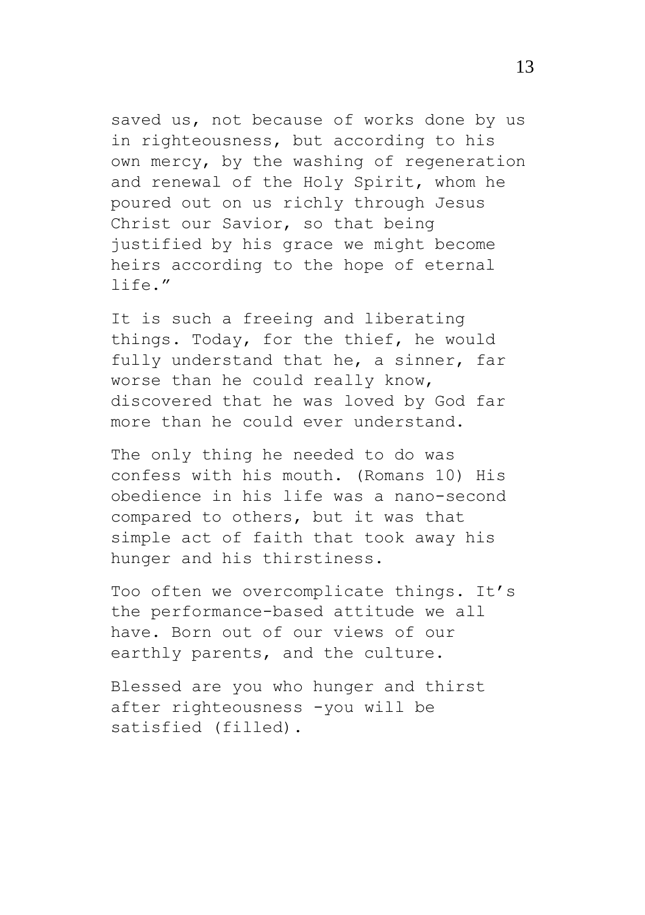saved us, not because of works done by us in righteousness, but according to his own mercy, by the washing of regeneration and renewal of the Holy Spirit, whom he poured out on us richly through Jesus Christ our Savior, so that being justified by his grace we might become heirs according to the hope of eternal life."

It is such a freeing and liberating things. Today, for the thief, he would fully understand that he, a sinner, far worse than he could really know, discovered that he was loved by God far more than he could ever understand.

The only thing he needed to do was confess with his mouth. (Romans 10) His obedience in his life was a nano-second compared to others, but it was that simple act of faith that took away his hunger and his thirstiness.

Too often we overcomplicate things. It's the performance-based attitude we all have. Born out of our views of our earthly parents, and the culture.

Blessed are you who hunger and thirst after righteousness -you will be satisfied (filled).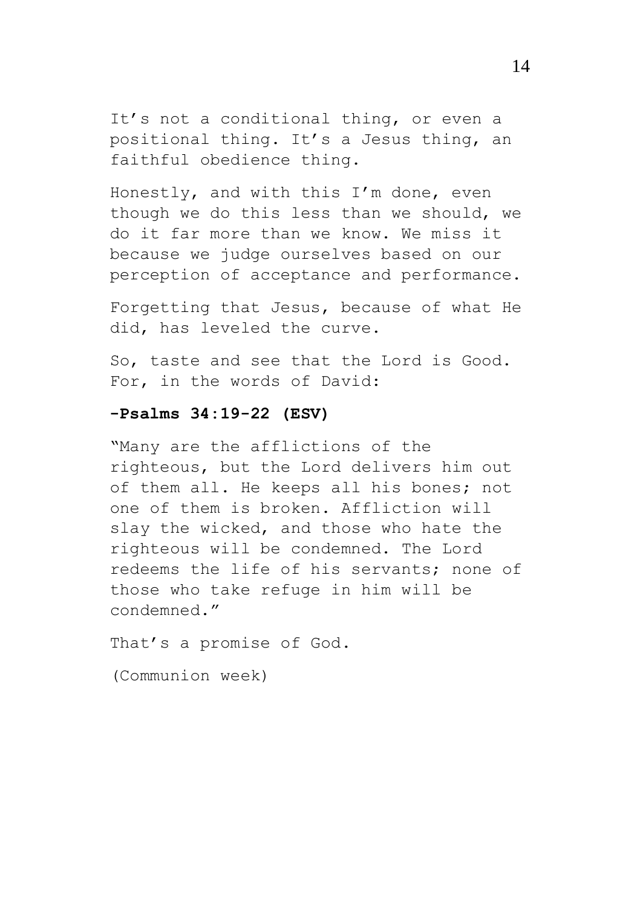It’s not a conditional thing, or even a positional thing. It’s a Jesus thing, an faithful obedience thing.

Honestly, and with this I’m done, even though we do this less than we should, we do it far more than we know. We miss it because we judge ourselves based on our perception of acceptance and performance.

Forgetting that Jesus, because of what He did, has leveled the curve.

So, taste and see that the Lord is Good. For, in the words of David:

**-Psalms 34:19-22 (ESV)**

“Many are the afflictions of the righteous, but the Lord delivers him out of them all. He keeps all his bones; not one of them is broken. Affliction will slay the wicked, and those who hate the righteous will be condemned. The Lord redeems the life of his servants; none of those who take refuge in him will be condemned.”

That’s a promise of God.

(Communion week)